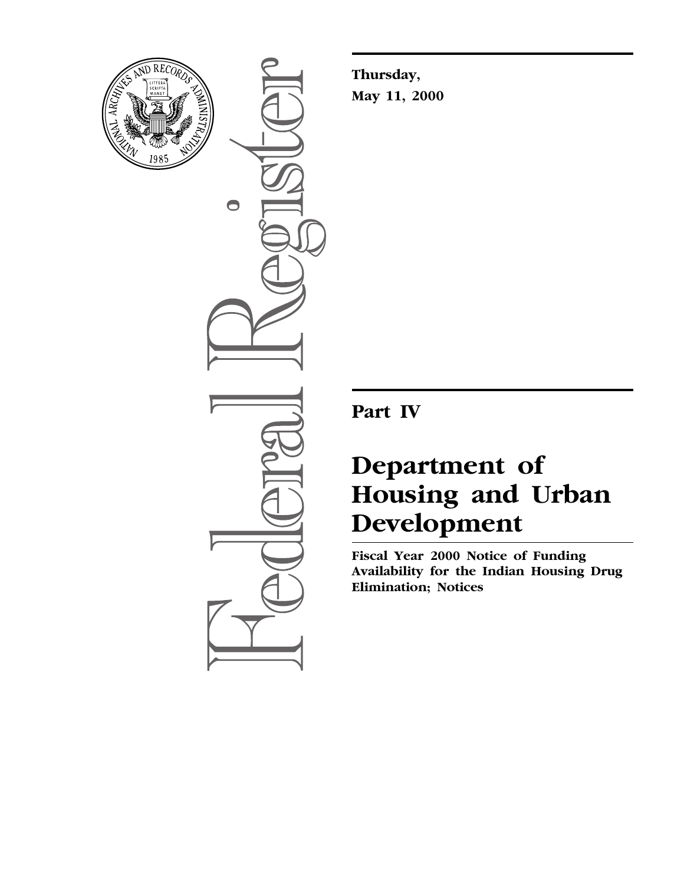**Thursday,**
**May 11, 2000**

# Part IV

# Department of Housing and Urban Development

**Fiscal Year 2000 Notice of Funding Availability for the Indian Housing Drug Elimination; Notices**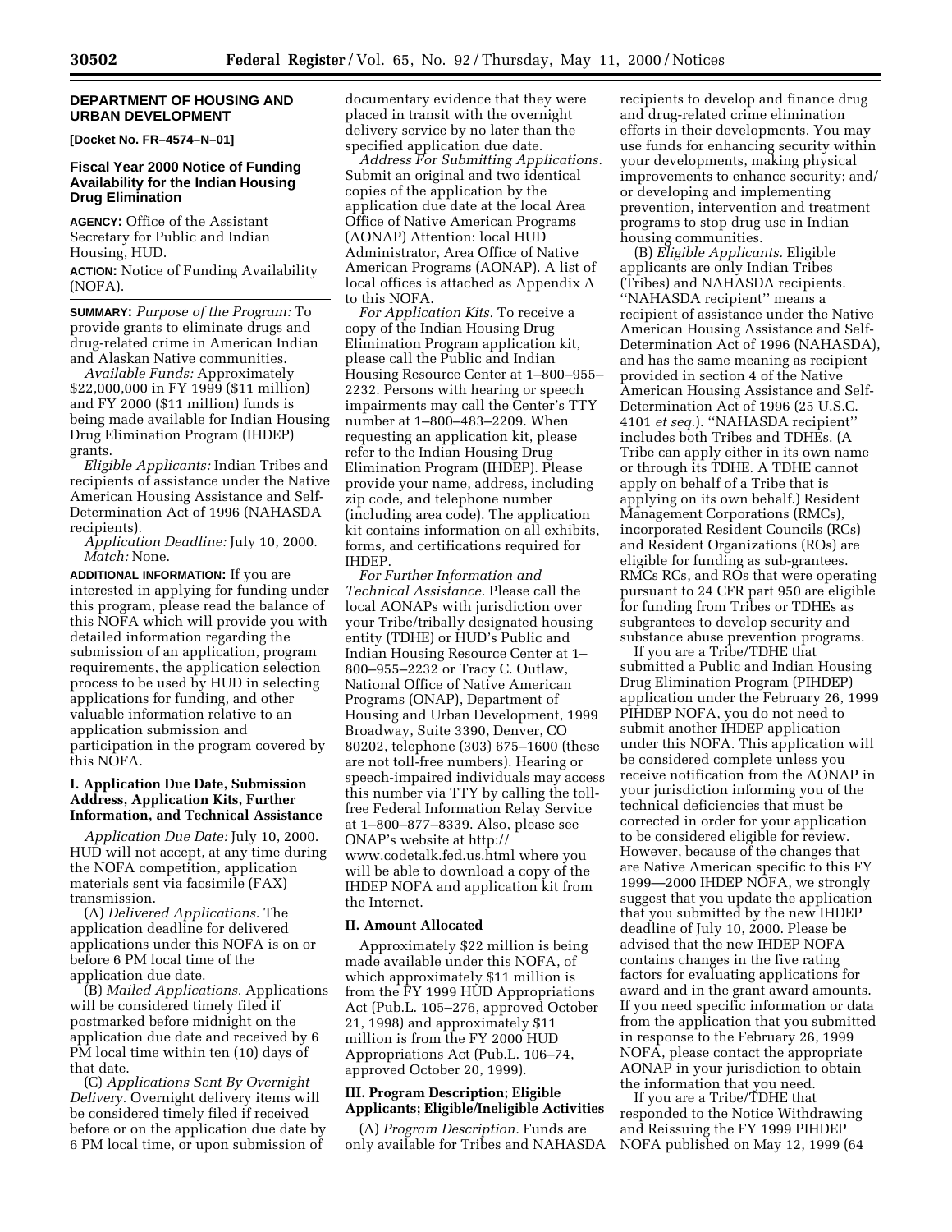## DEPARTMENT OF HOUSING AND URBAN DEVELOPMENT

**[Docket No. FR–4574–N–01]**

### Fiscal Year 2000 Notice of Funding Availability for the Indian Housing Drug Elimination

**AGENCY:** Office of the Assistant Secretary for Public and Indian Housing, HUD.

**ACTION:** Notice of Funding Availability (NOFA).

**SUMMARY:** *Purpose of the Program:* To provide grants to eliminate drugs and drug-related crime in American Indian and Alaskan Native communities.

*Available Funds:* Approximately $22,000,000 in FY 1999 ($11 million) and FY 2000 ($11 million) funds is being made available for Indian Housing Drug Elimination Program (IHDEP) grants.

*Eligible Applicants:* Indian Tribes and recipients of assistance under the Native American Housing Assistance and Self-Determination Act of 1996 (NAHASDA recipients).

*Application Deadline:* July 10, 2000.

*Match:* None.

**ADDITIONAL INFORMATION:** If you are interested in applying for funding under this program, please read the balance of this NOFA which will provide you with detailed information regarding the submission of an application, program requirements, the application selection process to be used by HUD in selecting applications for funding, and other valuable information relative to an application submission and participation in the program covered by this NOFA.

### I. Application Due Date, Submission Address, Application Kits, Further Information, and Technical Assistance

*Application Due Date:* July 10, 2000. HUD will not accept, at any time during the NOFA competition, application materials sent via facsimile (FAX) transmission.

(A) *Delivered Applications.* The application deadline for delivered applications under this NOFA is on or before 6 PM local time of the application due date.

(B) *Mailed Applications.* Applications will be considered timely filed if postmarked before midnight on the application due date and received by 6 PM local time within ten (10) days of that date.

(C) *Applications Sent By Overnight Delivery.* Overnight delivery items will be considered timely filed if received before or on the application due date by 6 PM local time, or upon submission of documentary evidence that they were placed in transit with the overnight delivery service by no later than the specified application due date.

*Address For Submitting Applications.* Submit an original and two identical copies of the application by the application due date at the local Area Office of Native American Programs (AONAP) Attention: local HUD Administrator, Area Office of Native American Programs (AONAP). A list of local offices is attached as Appendix A to this NOFA.

*For Application Kits.* To receive a copy of the Indian Housing Drug Elimination Program application kit, please call the Public and Indian Housing Resource Center at 1–800–955–2232. Persons with hearing or speech impairments may call the Center's TTY number at 1–800–483–2209. When requesting an application kit, please refer to the Indian Housing Drug Elimination Program (IHDEP). Please provide your name, address, including zip code, and telephone number (including area code). The application kit contains information on all exhibits, forms, and certifications required for IHDEP.

*For Further Information and Technical Assistance.* Please call the local AONAPs with jurisdiction over your Tribe/tribally designated housing entity (TDHE) or HUD's Public and Indian Housing Resource Center at 1–800–955–2232 or Tracy C. Outlaw, National Office of Native American Programs (ONAP), Department of Housing and Urban Development, 1999 Broadway, Suite 3390, Denver, CO 80202, telephone (303) 675–1600 (these are not toll-free numbers). Hearing or speech-impaired individuals may access this number via TTY by calling the toll-free Federal Information Relay Service at 1–800–877–8339. Also, please see ONAP's website at http://www.codetalk.fed.us.html where you will be able to download a copy of the IHDEP NOFA and application kit from the Internet.

### II. Amount Allocated

Approximately $22 million is being made available under this NOFA, of which approximately $11 million is from the FY 1999 HUD Appropriations Act (Pub.L. 105–276, approved October 21, 1998) and approximately $11 million is from the FY 2000 HUD Appropriations Act (Pub.L. 106–74, approved October 20, 1999).

### III. Program Description; Eligible Applicants; Eligible/Ineligible Activities

(A) *Program Description.* Funds are only available for Tribes and NAHASDA recipients to develop and finance drug and drug-related crime elimination efforts in their developments. You may use funds for enhancing security within your developments, making physical improvements to enhance security; and/or developing and implementing prevention, intervention and treatment programs to stop drug use in Indian housing communities.

(B) *Eligible Applicants.* Eligible applicants are only Indian Tribes (Tribes) and NAHASDA recipients. ''NAHASDA recipient'' means a recipient of assistance under the Native American Housing Assistance and Self-Determination Act of 1996 (NAHASDA), and has the same meaning as recipient provided in section 4 of the Native American Housing Assistance and Self-Determination Act of 1996 (25 U.S.C. 4101 *et seq.*). ''NAHASDA recipient'' includes both Tribes and TDHEs. (A Tribe can apply either in its own name or through its TDHE. A TDHE cannot apply on behalf of a Tribe that is applying on its own behalf.) Resident Management Corporations (RMCs), incorporated Resident Councils (RCs) and Resident Organizations (ROs) are eligible for funding as sub-grantees. RMCs RCs, and ROs that were operating pursuant to 24 CFR part 950 are eligible for funding from Tribes or TDHEs as subgrantees to develop security and substance abuse prevention programs.

If you are a Tribe/TDHE that submitted a Public and Indian Housing Drug Elimination Program (PIHDEP) application under the February 26, 1999 PIHDEP NOFA, you do not need to submit another IHDEP application under this NOFA. This application will be considered complete unless you receive notification from the AONAP in your jurisdiction informing you of the technical deficiencies that must be corrected in order for your application to be considered eligible for review. However, because of the changes that are Native American specific to this FY 1999—2000 IHDEP NOFA, we strongly suggest that you update the application that you submitted by the new IHDEP deadline of July 10, 2000. Please be advised that the new IHDEP NOFA contains changes in the five rating factors for evaluating applications for award and in the grant award amounts. If you need specific information or data from the application that you submitted in response to the February 26, 1999 NOFA, please contact the appropriate AONAP in your jurisdiction to obtain the information that you need.

If you are a Tribe/TDHE that responded to the Notice Withdrawing and Reissuing the FY 1999 PIHDEP NOFA published on May 12, 1999 (64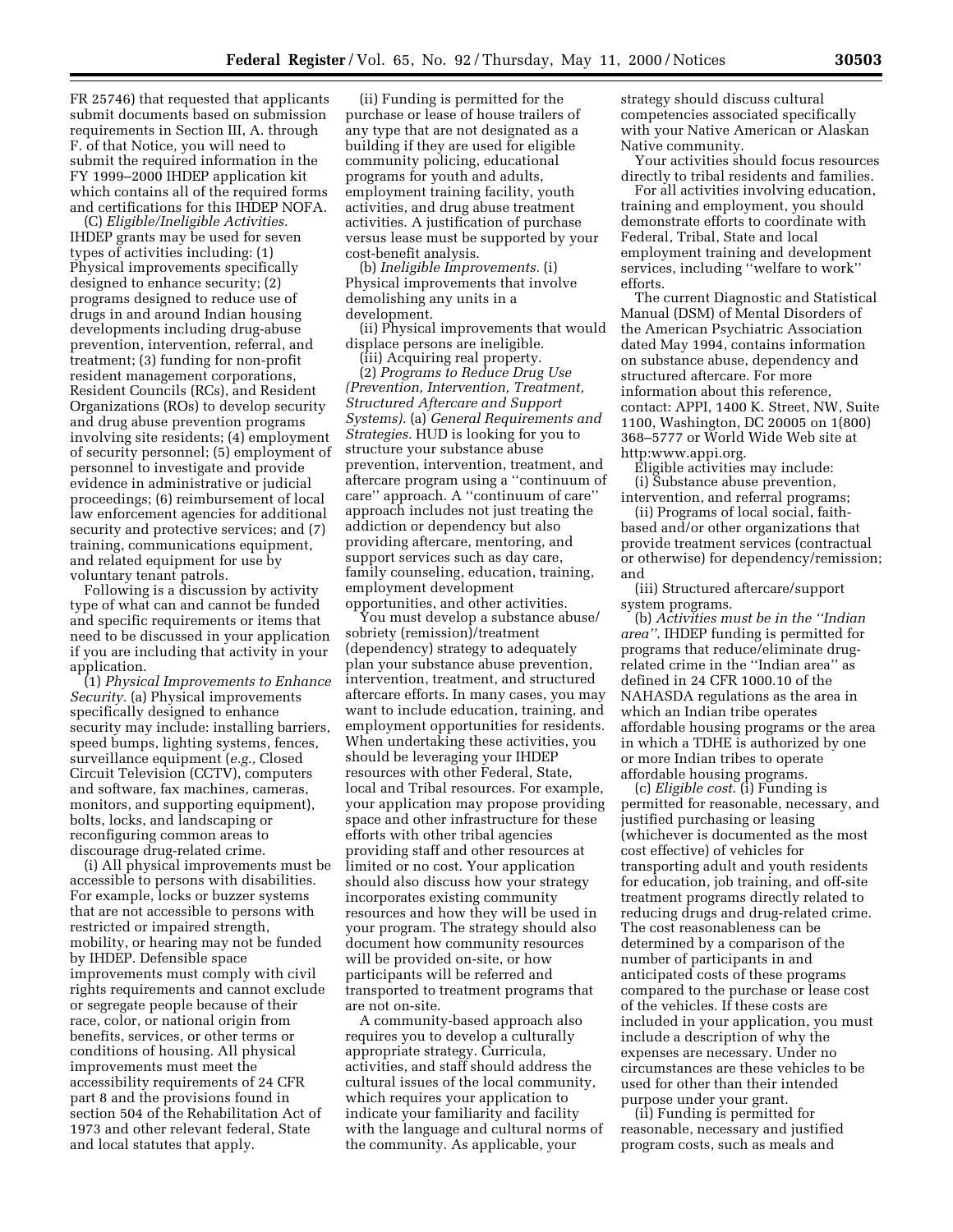FR 25746) that requested that applicants submit documents based on submission requirements in Section III, A. through F. of that Notice, you will need to submit the required information in the FY 1999–2000 IHDEP application kit which contains all of the required forms and certifications for this IHDEP NOFA.

(C) *Eligible/Ineligible Activities.* IHDEP grants may be used for seven types of activities including: (1) Physical improvements specifically designed to enhance security; (2) programs designed to reduce use of drugs in and around Indian housing developments including drug-abuse prevention, intervention, referral, and treatment; (3) funding for non-profit resident management corporations, Resident Councils (RCs), and Resident Organizations (ROs) to develop security and drug abuse prevention programs involving site residents; (4) employment of security personnel; (5) employment of personnel to investigate and provide evidence in administrative or judicial proceedings; (6) reimbursement of local law enforcement agencies for additional security and protective services; and (7) training, communications equipment, and related equipment for use by voluntary tenant patrols.

Following is a discussion by activity type of what can and cannot be funded and specific requirements or items that need to be discussed in your application if you are including that activity in your application.

(1) *Physical Improvements to Enhance Security.* (a) Physical improvements specifically designed to enhance security may include: installing barriers, speed bumps, lighting systems, fences, surveillance equipment (*e.g.,* Closed Circuit Television (CCTV), computers and software, fax machines, cameras, monitors, and supporting equipment), bolts, locks, and landscaping or reconfiguring common areas to discourage drug-related crime.

(i) All physical improvements must be accessible to persons with disabilities. For example, locks or buzzer systems that are not accessible to persons with restricted or impaired strength, mobility, or hearing may not be funded by IHDEP. Defensible space improvements must comply with civil rights requirements and cannot exclude or segregate people because of their race, color, or national origin from benefits, services, or other terms or conditions of housing. All physical improvements must meet the accessibility requirements of 24 CFR part 8 and the provisions found in section 504 of the Rehabilitation Act of 1973 and other relevant federal, State and local statutes that apply.

(ii) Funding is permitted for the purchase or lease of house trailers of any type that are not designated as a building if they are used for eligible community policing, educational programs for youth and adults, employment training facility, youth activities, and drug abuse treatment activities. A justification of purchase versus lease must be supported by your cost-benefit analysis.

(b) *Ineligible Improvements.* (i) Physical improvements that involve demolishing any units in a development.

(ii) Physical improvements that would displace persons are ineligible.

(iii) Acquiring real property.

(2) *Programs to Reduce Drug Use (Prevention, Intervention, Treatment, Structured Aftercare and Support Systems).* (a) *General Requirements and Strategies.* HUD is looking for you to structure your substance abuse prevention, intervention, treatment, and aftercare program using a ''continuum of care'' approach. A ''continuum of care'' approach includes not just treating the addiction or dependency but also providing aftercare, mentoring, and support services such as day care, family counseling, education, training, employment development opportunities, and other activities.

You must develop a substance abuse/sobriety (remission)/treatment (dependency) strategy to adequately plan your substance abuse prevention, intervention, treatment, and structured aftercare efforts. In many cases, you may want to include education, training, and employment opportunities for residents. When undertaking these activities, you should be leveraging your IHDEP resources with other Federal, State, local and Tribal resources. For example, your application may propose providing space and other infrastructure for these efforts with other tribal agencies providing staff and other resources at limited or no cost. Your application should also discuss how your strategy incorporates existing community resources and how they will be used in your program. The strategy should also document how community resources will be provided on-site, or how participants will be referred and transported to treatment programs that are not on-site.

A community-based approach also requires you to develop a culturally appropriate strategy. Curricula, activities, and staff should address the cultural issues of the local community, which requires your application to indicate your familiarity and facility with the language and cultural norms of the community. As applicable, your strategy should discuss cultural competencies associated specifically with your Native American or Alaskan Native community.

Your activities should focus resources directly to tribal residents and families.

For all activities involving education, training and employment, you should demonstrate efforts to coordinate with Federal, Tribal, State and local employment training and development services, including ''welfare to work'' efforts.

The current Diagnostic and Statistical Manual (DSM) of Mental Disorders of the American Psychiatric Association dated May 1994, contains information on substance abuse, dependency and structured aftercare. For more information about this reference, contact: APPI, 1400 K. Street, NW, Suite 1100, Washington, DC 20005 on 1(800) 368–5777 or World Wide Web site at http:www.appi.org.

Eligible activities may include:

(i) Substance abuse prevention, intervention, and referral programs;

(ii) Programs of local social, faith-based and/or other organizations that provide treatment services (contractual or otherwise) for dependency/remission; and

(iii) Structured aftercare/support system programs.

(b) *Activities must be in the ''Indian area''.* IHDEP funding is permitted for programs that reduce/eliminate drug-related crime in the ''Indian area'' as defined in 24 CFR 1000.10 of the NAHASDA regulations as the area in which an Indian tribe operates affordable housing programs or the area in which a TDHE is authorized by one or more Indian tribes to operate affordable housing programs.

(c) *Eligible cost.* (i) Funding is permitted for reasonable, necessary, and justified purchasing or leasing (whichever is documented as the most cost effective) of vehicles for transporting adult and youth residents for education, job training, and off-site treatment programs directly related to reducing drugs and drug-related crime. The cost reasonableness can be determined by a comparison of the number of participants in and anticipated costs of these programs compared to the purchase or lease cost of the vehicles. If these costs are included in your application, you must include a description of why the expenses are necessary. Under no circumstances are these vehicles to be used for other than their intended purpose under your grant.

(ii) Funding is permitted for reasonable, necessary and justified program costs, such as meals and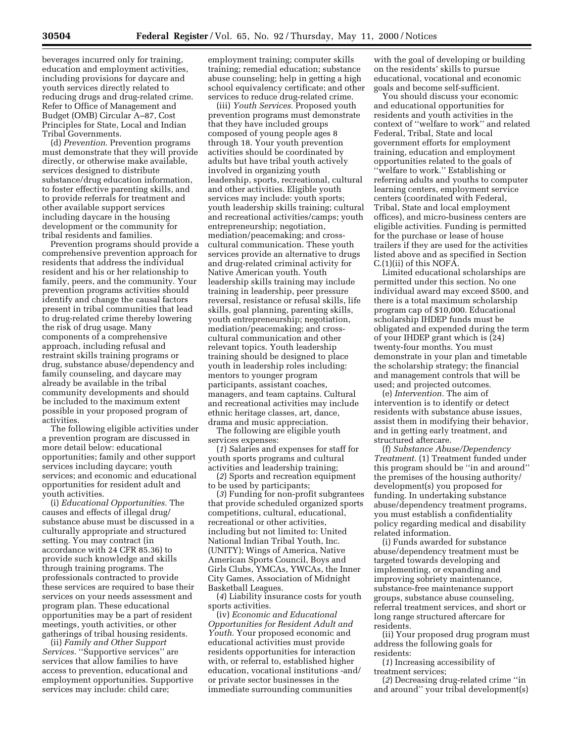beverages incurred only for training, education and employment activities, including provisions for daycare and youth services directly related to reducing drugs and drug-related crime. Refer to Office of Management and Budget (OMB) Circular A–87, Cost Principles for State, Local and Indian Tribal Governments.

(d) *Prevention*. Prevention programs must demonstrate that they will provide directly, or otherwise make available, services designed to distribute substance/drug education information, to foster effective parenting skills, and to provide referrals for treatment and other available support services including daycare in the housing development or the community for tribal residents and families.

Prevention programs should provide a comprehensive prevention approach for residents that address the individual resident and his or her relationship to family, peers, and the community. Your prevention programs activities should identify and change the causal factors present in tribal communities that lead to drug-related crime thereby lowering the risk of drug usage. Many components of a comprehensive approach, including refusal and restraint skills training programs or drug, substance abuse/dependency and family counseling, and daycare may already be available in the tribal community developments and should be included to the maximum extent possible in your proposed program of activities.

The following eligible activities under a prevention program are discussed in more detail below: educational opportunities; family and other support services including daycare; youth services; and economic and educational opportunities for resident adult and youth activities.

(i) *Educational Opportunities.* The causes and effects of illegal drug/substance abuse must be discussed in a culturally appropriate and structured setting. You may contract (in accordance with 24 CFR 85.36) to provide such knowledge and skills through training programs. The professionals contracted to provide these services are required to base their services on your needs assessment and program plan. These educational opportunities may be a part of resident meetings, youth activities, or other gatherings of tribal housing residents.

(ii) *Family and Other Support Services.* ''Supportive services'' are services that allow families to have access to prevention, educational and employment opportunities. Supportive services may include: child care; employment training; computer skills training; remedial education; substance abuse counseling; help in getting a high school equivalency certificate; and other services to reduce drug-related crime.

(iii) *Youth Services.* Proposed youth prevention programs must demonstrate that they have included groups composed of young people ages 8 through 18. Your youth prevention activities should be coordinated by adults but have tribal youth actively involved in organizing youth leadership, sports, recreational, cultural and other activities. Eligible youth services may include: youth sports; youth leadership skills training; cultural and recreational activities/camps; youth entrepreneurship; negotiation, mediation/peacemaking; and cross-cultural communication. These youth services provide an alternative to drugs and drug-related criminal activity for Native American youth. Youth leadership skills training may include training in leadership, peer pressure reversal, resistance or refusal skills, life skills, goal planning, parenting skills, youth entrepreneurship; negotiation, mediation/peacemaking; and cross-cultural communication and other relevant topics. Youth leadership training should be designed to place youth in leadership roles including: mentors to younger program participants, assistant coaches, managers, and team captains. Cultural and recreational activities may include ethnic heritage classes, art, dance, drama and music appreciation.

The following are eligible youth services expenses:

(*1*) Salaries and expenses for staff for youth sports programs and cultural activities and leadership training;

(*2*) Sports and recreation equipment to be used by participants;

(*3*) Funding for non-profit subgrantees that provide scheduled organized sports competitions, cultural, educational, recreational or other activities, including but not limited to: United National Indian Tribal Youth, Inc. (UNITY); Wings of America, Native American Sports Council, Boys and Girls Clubs, YMCAs, YWCAs, the Inner City Games, Association of Midnight Basketball Leagues.

(*4*) Liability insurance costs for youth sports activities.

(iv) *Economic and Educational Opportunities for Resident Adult and Youth.* Your proposed economic and educational activities must provide residents opportunities for interaction with, or referral to, established higher education, vocational institutions -and/or private sector businesses in the immediate surrounding communities with the goal of developing or building on the residents' skills to pursue educational, vocational and economic goals and become self-sufficient.

You should discuss your economic and educational opportunities for residents and youth activities in the context of ''welfare to work'' and related Federal, Tribal, State and local government efforts for employment training, education and employment opportunities related to the goals of ''welfare to work.'' Establishing or referring adults and youths to computer learning centers, employment service centers (coordinated with Federal, Tribal, State and local employment offices), and micro-business centers are eligible activities. Funding is permitted for the purchase or lease of house trailers if they are used for the activities listed above and as specified in Section C.(1)(ii) of this NOFA.

Limited educational scholarships are permitted under this section. No one individual award may exceed $500, and there is a total maximum scholarship program cap of $10,000. Educational scholarship IHDEP funds must be obligated and expended during the term of your IHDEP grant which is (24) twenty-four months. You must demonstrate in your plan and timetable the scholarship strategy; the financial and management controls that will be used; and projected outcomes.

(e) *Intervention.* The aim of intervention is to identify or detect residents with substance abuse issues, assist them in modifying their behavior, and in getting early treatment, and structured aftercare.

(f) *Substance Abuse/Dependency Treatment.* (1) Treatment funded under this program should be ''in and around'' the premises of the housing authority/development(s) you proposed for funding. In undertaking substance abuse/dependency treatment programs, you must establish a confidentiality policy regarding medical and disability related information.

(i) Funds awarded for substance abuse/dependency treatment must be targeted towards developing and implementing, or expanding and improving sobriety maintenance, substance-free maintenance support groups, substance abuse counseling, referral treatment services, and short or long range structured aftercare for residents.

(ii) Your proposed drug program must address the following goals for residents:

(*1*) Increasing accessibility of treatment services;

(*2*) Decreasing drug-related crime ''in and around'' your tribal development(s)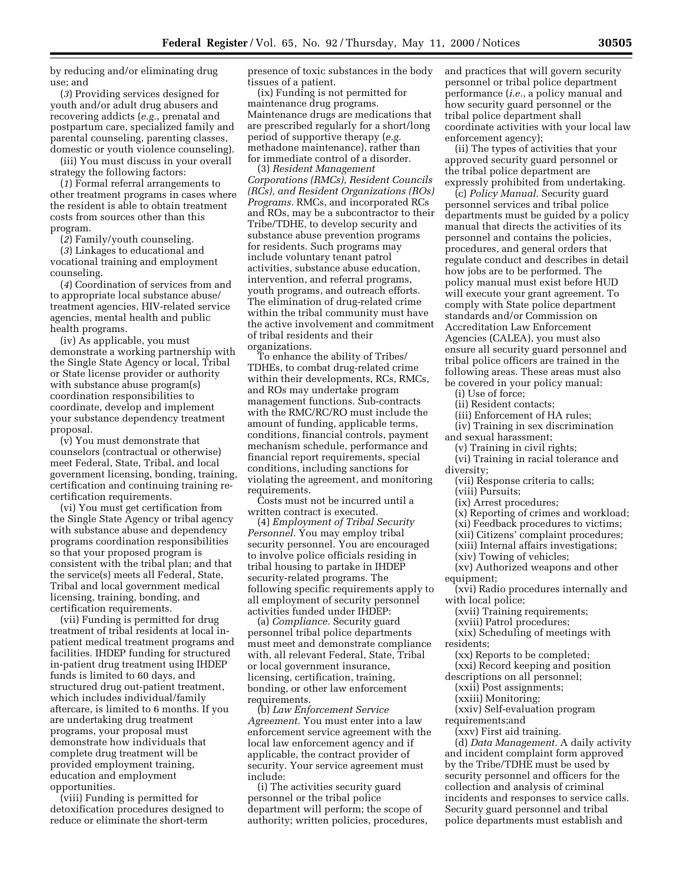by reducing and/or eliminating drug use; and

(*3*) Providing services designed for youth and/or adult drug abusers and recovering addicts (*e.g.*, prenatal and postpartum care, specialized family and parental counseling, parenting classes, domestic or youth violence counseling).

(iii) You must discuss in your overall strategy the following factors:

(*1*) Formal referral arrangements to other treatment programs in cases where the resident is able to obtain treatment costs from sources other than this program.

(*2*) Family/youth counseling.

(*3*) Linkages to educational and vocational training and employment counseling.

(*4*) Coordination of services from and to appropriate local substance abuse/treatment agencies, HIV-related service agencies, mental health and public health programs.

(iv) As applicable, you must demonstrate a working partnership with the Single State Agency or local, Tribal or State license provider or authority with substance abuse program(s) coordination responsibilities to coordinate, develop and implement your substance dependency treatment proposal.

(v) You must demonstrate that counselors (contractual or otherwise) meet Federal, State, Tribal, and local government licensing, bonding, training, certification and continuing training re-certification requirements.

(vi) You must get certification from the Single State Agency or tribal agency with substance abuse and dependency programs coordination responsibilities so that your proposed program is consistent with the tribal plan; and that the service(s) meets all Federal, State, Tribal and local government medical licensing, training, bonding, and certification requirements.

(vii) Funding is permitted for drug treatment of tribal residents at local in-patient medical treatment programs and facilities. IHDEP funding for structured in-patient drug treatment using IHDEP funds is limited to 60 days, and structured drug out-patient treatment, which includes individual/family aftercare, is limited to 6 months. If you are undertaking drug treatment programs, your proposal must demonstrate how individuals that complete drug treatment will be provided employment training, education and employment opportunities.

(viii) Funding is permitted for detoxification procedures designed to reduce or eliminate the short-term presence of toxic substances in the body tissues of a patient.

(ix) Funding is not permitted for maintenance drug programs. Maintenance drugs are medications that are prescribed regularly for a short/long period of supportive therapy (*e.g.* methadone maintenance), rather than for immediate control of a disorder.

(3) *Resident Management Corporations (RMCs), Resident Councils (RCs), and Resident Organizations (ROs) Programs.* RMCs, and incorporated RCs and ROs, may be a subcontractor to their Tribe/TDHE, to develop security and substance abuse prevention programs for residents. Such programs may include voluntary tenant patrol activities, substance abuse education, intervention, and referral programs, youth programs, and outreach efforts. The elimination of drug-related crime within the tribal community must have the active involvement and commitment of tribal residents and their organizations.

To enhance the ability of Tribes/TDHEs, to combat drug-related crime within their developments, RCs, RMCs, and ROs may undertake program management functions. Sub-contracts with the RMC/RC/RO must include the amount of funding, applicable terms, conditions, financial controls, payment mechanism schedule, performance and financial report requirements, special conditions, including sanctions for violating the agreement, and monitoring requirements.

Costs must not be incurred until a written contract is executed.

(4) *Employment of Tribal Security Personnel.* You may employ tribal security personnel. You are encouraged to involve police officials residing in tribal housing to partake in IHDEP security-related programs. The following specific requirements apply to all employment of security personnel activities funded under IHDEP:

(a) *Compliance.* Security guard personnel tribal police departments must meet and demonstrate compliance with, all relevant Federal, State, Tribal or local government insurance, licensing, certification, training, bonding, or other law enforcement requirements.

(b) *Law Enforcement Service Agreement.* You must enter into a law enforcement service agreement with the local law enforcement agency and if applicable, the contract provider of security. Your service agreement must include:

(i) The activities security guard personnel or the tribal police department will perform; the scope of authority; written policies, procedures, and practices that will govern security personnel or tribal police department performance (*i.e.*, a policy manual and how security guard personnel or the tribal police department shall coordinate activities with your local law enforcement agency);

(ii) The types of activities that your approved security guard personnel or the tribal police department are expressly prohibited from undertaking.

(c) *Policy Manual.* Security guard personnel services and tribal police departments must be guided by a policy manual that directs the activities of its personnel and contains the policies, procedures, and general orders that regulate conduct and describes in detail how jobs are to be performed. The policy manual must exist before HUD will execute your grant agreement. To comply with State police department standards and/or Commission on Accreditation Law Enforcement Agencies (CALEA), you must also ensure all security guard personnel and tribal police officers are trained in the following areas. These areas must also be covered in your policy manual:

(i) Use of force;
(ii) Resident contacts;
(iii) Enforcement of HA rules;
(iv) Training in sex discrimination and sexual harassment;
(v) Training in civil rights;
(vi) Training in racial tolerance and diversity;
(vii) Response criteria to calls;
(viii) Pursuits;
(ix) Arrest procedures;
(x) Reporting of crimes and workload;
(xi) Feedback procedures to victims;
(xii) Citizens' complaint procedures;
(xiii) Internal affairs investigations;
(xiv) Towing of vehicles;
(xv) Authorized weapons and other equipment;
(xvi) Radio procedures internally and with local police;
(xvii) Training requirements;
(xviii) Patrol procedures;
(xix) Scheduling of meetings with residents;
(xx) Reports to be completed;
(xxi) Record keeping and position descriptions on all personnel;
(xxii) Post assignments;
(xxiii) Monitoring;
(xxiv) Self-evaluation program requirements;and
(xxv) First aid training.

(d) *Data Management.* A daily activity and incident complaint form approved by the Tribe/TDHE must be used by security personnel and officers for the collection and analysis of criminal incidents and responses to service calls. Security guard personnel and tribal police departments must establish and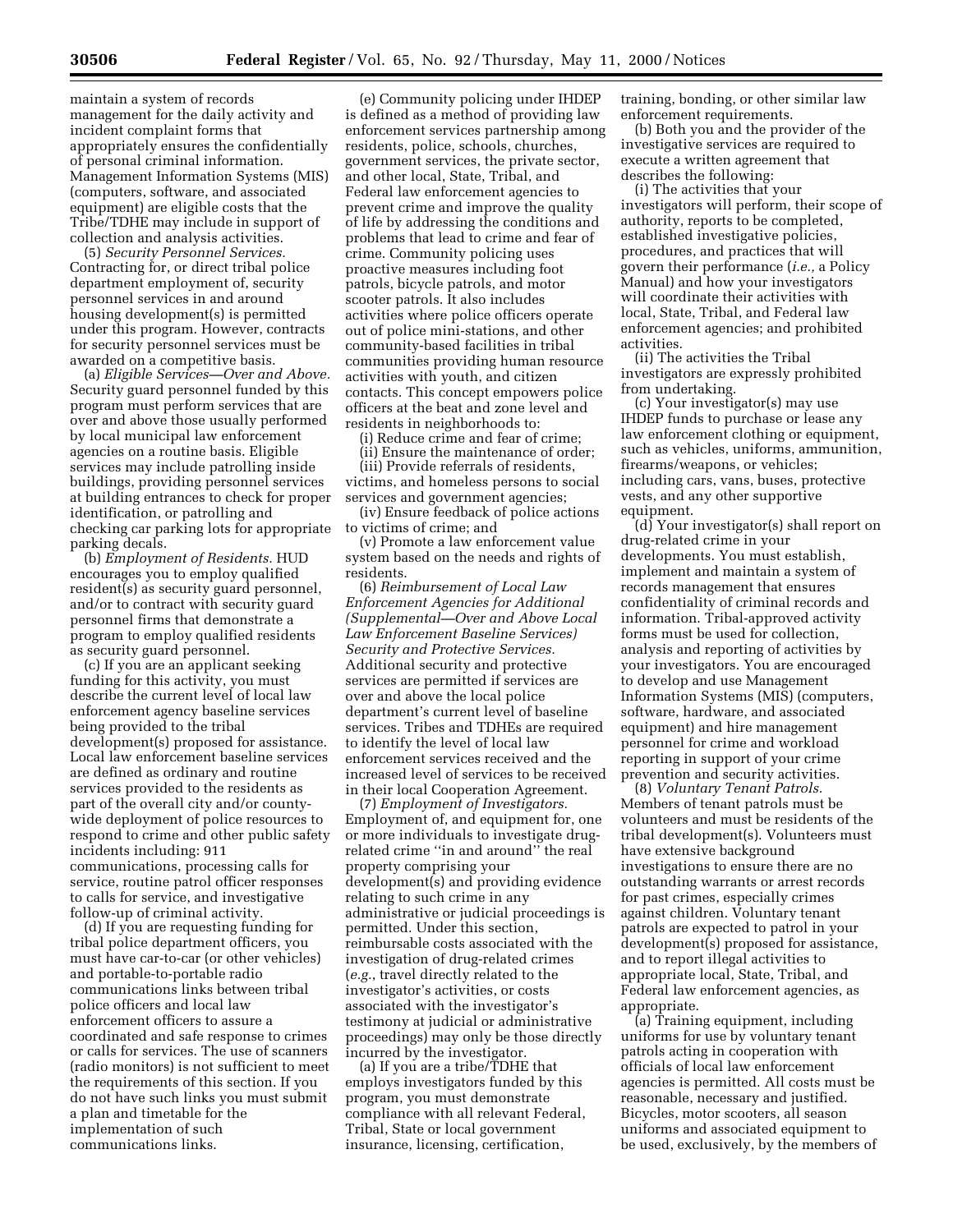maintain a system of records management for the daily activity and incident complaint forms that appropriately ensures the confidentially of personal criminal information. Management Information Systems (MIS) (computers, software, and associated equipment) are eligible costs that the Tribe/TDHE may include in support of collection and analysis activities.

(5) *Security Personnel Services.* Contracting for, or direct tribal police department employment of, security personnel services in and around housing development(s) is permitted under this program. However, contracts for security personnel services must be awarded on a competitive basis.

(a) *Eligible Services—Over and Above.* Security guard personnel funded by this program must perform services that are over and above those usually performed by local municipal law enforcement agencies on a routine basis. Eligible services may include patrolling inside buildings, providing personnel services at building entrances to check for proper identification, or patrolling and checking car parking lots for appropriate parking decals.

(b) *Employment of Residents.* HUD encourages you to employ qualified resident(s) as security guard personnel, and/or to contract with security guard personnel firms that demonstrate a program to employ qualified residents as security guard personnel.

(c) If you are an applicant seeking funding for this activity, you must describe the current level of local law enforcement agency baseline services being provided to the tribal development(s) proposed for assistance. Local law enforcement baseline services are defined as ordinary and routine services provided to the residents as part of the overall city and/or county-wide deployment of police resources to respond to crime and other public safety incidents including: 911 communications, processing calls for service, routine patrol officer responses to calls for service, and investigative follow-up of criminal activity.

(d) If you are requesting funding for tribal police department officers, you must have car-to-car (or other vehicles) and portable-to-portable radio communications links between tribal police officers and local law enforcement officers to assure a coordinated and safe response to crimes or calls for services. The use of scanners (radio monitors) is not sufficient to meet the requirements of this section. If you do not have such links you must submit a plan and timetable for the implementation of such communications links.

(e) Community policing under IHDEP is defined as a method of providing law enforcement services partnership among residents, police, schools, churches, government services, the private sector, and other local, State, Tribal, and Federal law enforcement agencies to prevent crime and improve the quality of life by addressing the conditions and problems that lead to crime and fear of crime. Community policing uses proactive measures including foot patrols, bicycle patrols, and motor scooter patrols. It also includes activities where police officers operate out of police mini-stations, and other community-based facilities in tribal communities providing human resource activities with youth, and citizen contacts. This concept empowers police officers at the beat and zone level and residents in neighborhoods to:

(i) Reduce crime and fear of crime;

(ii) Ensure the maintenance of order;

(iii) Provide referrals of residents, victims, and homeless persons to social services and government agencies;

(iv) Ensure feedback of police actions to victims of crime; and

(v) Promote a law enforcement value system based on the needs and rights of residents.

(6) *Reimbursement of Local Law Enforcement Agencies for Additional (Supplemental—Over and Above Local Law Enforcement Baseline Services) Security and Protective Services.* Additional security and protective services are permitted if services are over and above the local police department's current level of baseline services. Tribes and TDHEs are required to identify the level of local law enforcement services received and the increased level of services to be received in their local Cooperation Agreement.

(7) *Employment of Investigators.* Employment of, and equipment for, one or more individuals to investigate drug-related crime ''in and around'' the real property comprising your development(s) and providing evidence relating to such crime in any administrative or judicial proceedings is permitted. Under this section, reimbursable costs associated with the investigation of drug-related crimes (*e.g.*, travel directly related to the investigator's activities, or costs associated with the investigator's testimony at judicial or administrative proceedings) may only be those directly incurred by the investigator.

(a) If you are a tribe/TDHE that employs investigators funded by this program, you must demonstrate compliance with all relevant Federal, Tribal, State or local government insurance, licensing, certification, training, bonding, or other similar law enforcement requirements.

(b) Both you and the provider of the investigative services are required to execute a written agreement that describes the following:

(i) The activities that your investigators will perform, their scope of authority, reports to be completed, established investigative policies, procedures, and practices that will govern their performance (*i.e.,* a Policy Manual) and how your investigators will coordinate their activities with local, State, Tribal, and Federal law enforcement agencies; and prohibited activities.

(ii) The activities the Tribal investigators are expressly prohibited from undertaking.

(c) Your investigator(s) may use IHDEP funds to purchase or lease any law enforcement clothing or equipment, such as vehicles, uniforms, ammunition, firearms/weapons, or vehicles; including cars, vans, buses, protective vests, and any other supportive equipment.

(d) Your investigator(s) shall report on drug-related crime in your developments. You must establish, implement and maintain a system of records management that ensures confidentiality of criminal records and information. Tribal-approved activity forms must be used for collection, analysis and reporting of activities by your investigators. You are encouraged to develop and use Management Information Systems (MIS) (computers, software, hardware, and associated equipment) and hire management personnel for crime and workload reporting in support of your crime prevention and security activities.

(8) *Voluntary Tenant Patrols.* Members of tenant patrols must be volunteers and must be residents of the tribal development(s). Volunteers must have extensive background investigations to ensure there are no outstanding warrants or arrest records for past crimes, especially crimes against children. Voluntary tenant patrols are expected to patrol in your development(s) proposed for assistance, and to report illegal activities to appropriate local, State, Tribal, and Federal law enforcement agencies, as appropriate.

(a) Training equipment, including uniforms for use by voluntary tenant patrols acting in cooperation with officials of local law enforcement agencies is permitted. All costs must be reasonable, necessary and justified. Bicycles, motor scooters, all season uniforms and associated equipment to be used, exclusively, by the members of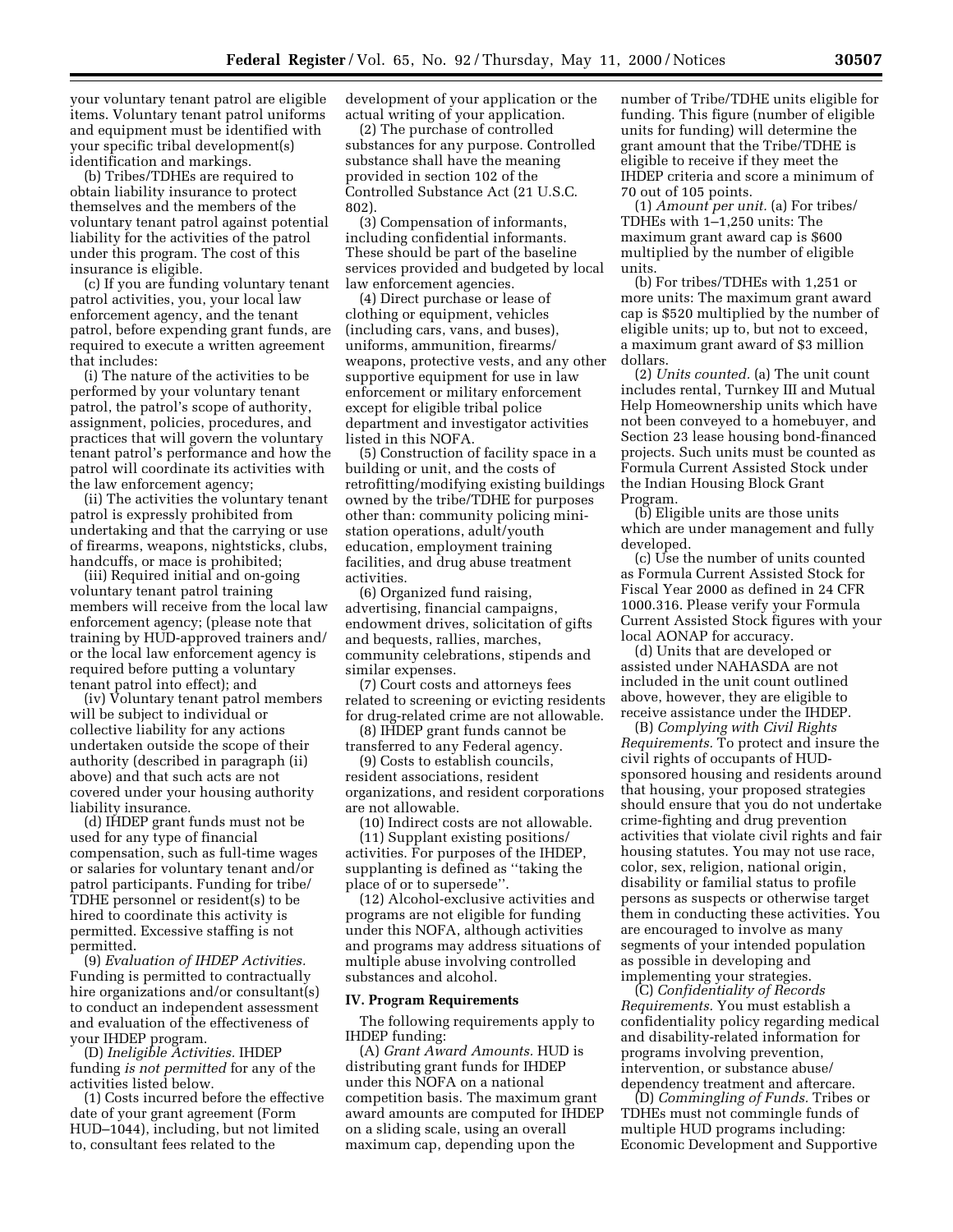your voluntary tenant patrol are eligible items. Voluntary tenant patrol uniforms and equipment must be identified with your specific tribal development(s) identification and markings.

(b) Tribes/TDHEs are required to obtain liability insurance to protect themselves and the members of the voluntary tenant patrol against potential liability for the activities of the patrol under this program. The cost of this insurance is eligible.

(c) If you are funding voluntary tenant patrol activities, you, your local law enforcement agency, and the tenant patrol, before expending grant funds, are required to execute a written agreement that includes:

(i) The nature of the activities to be performed by your voluntary tenant patrol, the patrol's scope of authority, assignment, policies, procedures, and practices that will govern the voluntary tenant patrol's performance and how the patrol will coordinate its activities with the law enforcement agency;

(ii) The activities the voluntary tenant patrol is expressly prohibited from undertaking and that the carrying or use of firearms, weapons, nightsticks, clubs, handcuffs, or mace is prohibited;

(iii) Required initial and on-going voluntary tenant patrol training members will receive from the local law enforcement agency; (please note that training by HUD-approved trainers and/or the local law enforcement agency is required before putting a voluntary tenant patrol into effect); and

(iv) Voluntary tenant patrol members will be subject to individual or collective liability for any actions undertaken outside the scope of their authority (described in paragraph (ii) above) and that such acts are not covered under your housing authority liability insurance.

(d) IHDEP grant funds must not be used for any type of financial compensation, such as full-time wages or salaries for voluntary tenant and/or patrol participants. Funding for tribe/TDHE personnel or resident(s) to be hired to coordinate this activity is permitted. Excessive staffing is not permitted.

(9) *Evaluation of IHDEP Activities.* Funding is permitted to contractually hire organizations and/or consultant(s) to conduct an independent assessment and evaluation of the effectiveness of your IHDEP program.

(D) *Ineligible Activities.* IHDEP funding *is not permitted* for any of the activities listed below.

(1) Costs incurred before the effective date of your grant agreement (Form HUD–1044), including, but not limited to, consultant fees related to the development of your application or the actual writing of your application.

(2) The purchase of controlled substances for any purpose. Controlled substance shall have the meaning provided in section 102 of the Controlled Substance Act (21 U.S.C. 802).

(3) Compensation of informants, including confidential informants. These should be part of the baseline services provided and budgeted by local law enforcement agencies.

(4) Direct purchase or lease of clothing or equipment, vehicles (including cars, vans, and buses), uniforms, ammunition, firearms/weapons, protective vests, and any other supportive equipment for use in law enforcement or military enforcement except for eligible tribal police department and investigator activities listed in this NOFA.

(5) Construction of facility space in a building or unit, and the costs of retrofitting/modifying existing buildings owned by the tribe/TDHE for purposes other than: community policing mini-station operations, adult/youth education, employment training facilities, and drug abuse treatment activities.

(6) Organized fund raising, advertising, financial campaigns, endowment drives, solicitation of gifts and bequests, rallies, marches, community celebrations, stipends and similar expenses.

(7) Court costs and attorneys fees related to screening or evicting residents for drug-related crime are not allowable.

(8) IHDEP grant funds cannot be transferred to any Federal agency.

(9) Costs to establish councils, resident associations, resident organizations, and resident corporations are not allowable.

(10) Indirect costs are not allowable.

(11) Supplant existing positions/activities. For purposes of the IHDEP, supplanting is defined as ''taking the place of or to supersede''.

(12) Alcohol-exclusive activities and programs are not eligible for funding under this NOFA, although activities and programs may address situations of multiple abuse involving controlled substances and alcohol.

## IV. Program Requirements

The following requirements apply to IHDEP funding:

(A) *Grant Award Amounts.* HUD is distributing grant funds for IHDEP under this NOFA on a national competition basis. The maximum grant award amounts are computed for IHDEP on a sliding scale, using an overall maximum cap, depending upon the number of Tribe/TDHE units eligible for funding. This figure (number of eligible units for funding) will determine the grant amount that the Tribe/TDHE is eligible to receive if they meet the IHDEP criteria and score a minimum of 70 out of 105 points.

(1) *Amount per unit.* (a) For tribes/TDHEs with 1–1,250 units: The maximum grant award cap is $600 multiplied by the number of eligible units.

(b) For tribes/TDHEs with 1,251 or more units: The maximum grant award cap is $520 multiplied by the number of eligible units; up to, but not to exceed, a maximum grant award of $3 million dollars.

(2) *Units counted.* (a) The unit count includes rental, Turnkey III and Mutual Help Homeownership units which have not been conveyed to a homebuyer, and Section 23 lease housing bond-financed projects. Such units must be counted as Formula Current Assisted Stock under the Indian Housing Block Grant Program.

(b) Eligible units are those units which are under management and fully developed.

(c) Use the number of units counted as Formula Current Assisted Stock for Fiscal Year 2000 as defined in 24 CFR 1000.316. Please verify your Formula Current Assisted Stock figures with your local AONAP for accuracy.

(d) Units that are developed or assisted under NAHASDA are not included in the unit count outlined above, however, they are eligible to receive assistance under the IHDEP.

(B) *Complying with Civil Rights Requirements.* To protect and insure the civil rights of occupants of HUD-sponsored housing and residents around that housing, your proposed strategies should ensure that you do not undertake crime-fighting and drug prevention activities that violate civil rights and fair housing statutes. You may not use race, color, sex, religion, national origin, disability or familial status to profile persons as suspects or otherwise target them in conducting these activities. You are encouraged to involve as many segments of your intended population as possible in developing and implementing your strategies.

(C) *Confidentiality of Records Requirements.* You must establish a confidentiality policy regarding medical and disability-related information for programs involving prevention, intervention, or substance abuse/dependency treatment and aftercare.

(D) *Commingling of Funds.* Tribes or TDHEs must not commingle funds of multiple HUD programs including: Economic Development and Supportive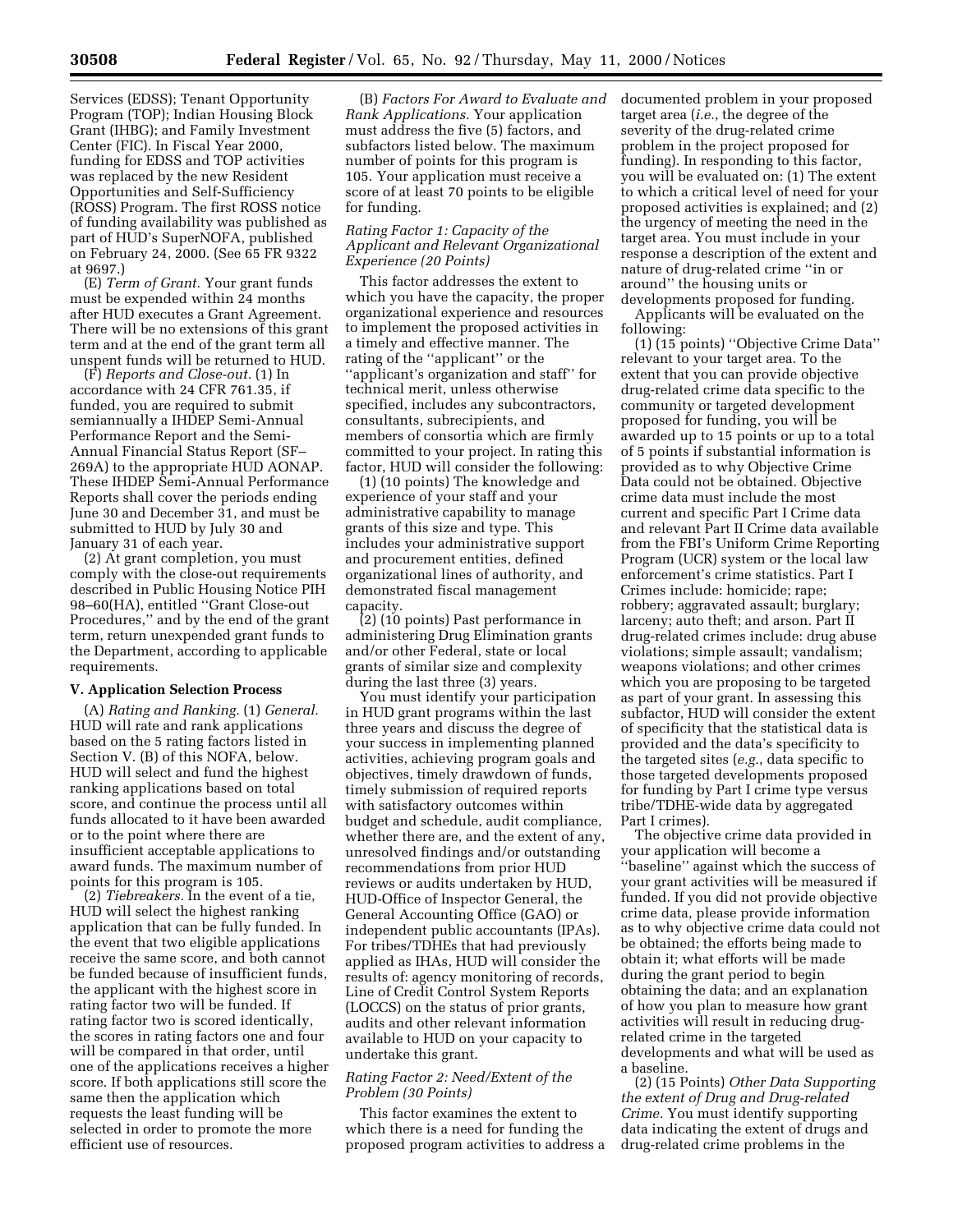Services (EDSS); Tenant Opportunity Program (TOP); Indian Housing Block Grant (IHBG); and Family Investment Center (FIC). In Fiscal Year 2000, funding for EDSS and TOP activities was replaced by the new Resident Opportunities and Self-Sufficiency (ROSS) Program. The first ROSS notice of funding availability was published as part of HUD's SuperNOFA, published on February 24, 2000. (See 65 FR 9322 at 9697.)

(E) *Term of Grant.* Your grant funds must be expended within 24 months after HUD executes a Grant Agreement. There will be no extensions of this grant term and at the end of the grant term all unspent funds will be returned to HUD.

(F) *Reports and Close-out.* (1) In accordance with 24 CFR 761.35, if funded, you are required to submit semiannually a IHDEP Semi-Annual Performance Report and the Semi-Annual Financial Status Report (SF–269A) to the appropriate HUD AONAP. These IHDEP Semi-Annual Performance Reports shall cover the periods ending June 30 and December 31, and must be submitted to HUD by July 30 and January 31 of each year.

(2) At grant completion, you must comply with the close-out requirements described in Public Housing Notice PIH 98–60(HA), entitled "Grant Close-out Procedures," and by the end of the grant term, return unexpended grant funds to the Department, according to applicable requirements.

## V. Application Selection Process

(A) *Rating and Ranking.* (1) *General.* HUD will rate and rank applications based on the 5 rating factors listed in Section V. (B) of this NOFA, below. HUD will select and fund the highest ranking applications based on total score, and continue the process until all funds allocated to it have been awarded or to the point where there are insufficient acceptable applications to award funds. The maximum number of points for this program is 105.

(2) *Tiebreakers.* In the event of a tie, HUD will select the highest ranking application that can be fully funded. In the event that two eligible applications receive the same score, and both cannot be funded because of insufficient funds, the applicant with the highest score in rating factor two will be funded. If rating factor two is scored identically, the scores in rating factors one and four will be compared in that order, until one of the applications receives a higher score. If both applications still score the same then the application which requests the least funding will be selected in order to promote the more efficient use of resources.

(B) *Factors For Award to Evaluate and Rank Applications.* Your application must address the five (5) factors, and subfactors listed below. The maximum number of points for this program is 105. Your application must receive a score of at least 70 points to be eligible for funding.

*Rating Factor 1: Capacity of the Applicant and Relevant Organizational Experience (20 Points)*

This factor addresses the extent to which you have the capacity, the proper organizational experience and resources to implement the proposed activities in a timely and effective manner. The rating of the "applicant" or the "applicant's organization and staff" for technical merit, unless otherwise specified, includes any subcontractors, consultants, subrecipients, and members of consortia which are firmly committed to your project. In rating this factor, HUD will consider the following:

(1) (10 points) The knowledge and experience of your staff and your administrative capability to manage grants of this size and type. This includes your administrative support and procurement entities, defined organizational lines of authority, and demonstrated fiscal management capacity.

(2) (10 points) Past performance in administering Drug Elimination grants and/or other Federal, state or local grants of similar size and complexity during the last three (3) years.

You must identify your participation in HUD grant programs within the last three years and discuss the degree of your success in implementing planned activities, achieving program goals and objectives, timely drawdown of funds, timely submission of required reports with satisfactory outcomes within budget and schedule, audit compliance, whether there are, and the extent of any, unresolved findings and/or outstanding recommendations from prior HUD reviews or audits undertaken by HUD, HUD-Office of Inspector General, the General Accounting Office (GAO) or independent public accountants (IPAs). For tribes/TDHEs that had previously applied as IHAs, HUD will consider the results of: agency monitoring of records, Line of Credit Control System Reports (LOCCS) on the status of prior grants, audits and other relevant information available to HUD on your capacity to undertake this grant.

*Rating Factor 2: Need/Extent of the Problem (30 Points)*

This factor examines the extent to which there is a need for funding the proposed program activities to address a documented problem in your proposed target area (*i.e.*, the degree of the severity of the drug-related crime problem in the project proposed for funding). In responding to this factor, you will be evaluated on: (1) The extent to which a critical level of need for your proposed activities is explained; and (2) the urgency of meeting the need in the target area. You must include in your response a description of the extent and nature of drug-related crime "in or around" the housing units or developments proposed for funding.

Applicants will be evaluated on the following:

(1) (15 points) "Objective Crime Data" relevant to your target area. To the extent that you can provide objective drug-related crime data specific to the community or targeted development proposed for funding, you will be awarded up to 15 points or up to a total of 5 points if substantial information is provided as to why Objective Crime Data could not be obtained. Objective crime data must include the most current and specific Part I Crime data and relevant Part II Crime data available from the FBI's Uniform Crime Reporting Program (UCR) system or the local law enforcement's crime statistics. Part I Crimes include: homicide; rape; robbery; aggravated assault; burglary; larceny; auto theft; and arson. Part II drug-related crimes include: drug abuse violations; simple assault; vandalism; weapons violations; and other crimes which you are proposing to be targeted as part of your grant. In assessing this subfactor, HUD will consider the extent of specificity that the statistical data is provided and the data's specificity to the targeted sites (*e.g.*, data specific to those targeted developments proposed for funding by Part I crime type versus tribe/TDHE-wide data by aggregated Part I crimes).

The objective crime data provided in your application will become a "baseline" against which the success of your grant activities will be measured if funded. If you did not provide objective crime data, please provide information as to why objective crime data could not be obtained; the efforts being made to obtain it; what efforts will be made during the grant period to begin obtaining the data; and an explanation of how you plan to measure how grant activities will result in reducing drug-related crime in the targeted developments and what will be used as a baseline.

(2) (15 Points) *Other Data Supporting the extent of Drug and Drug-related Crime.* You must identify supporting data indicating the extent of drugs and drug-related crime problems in the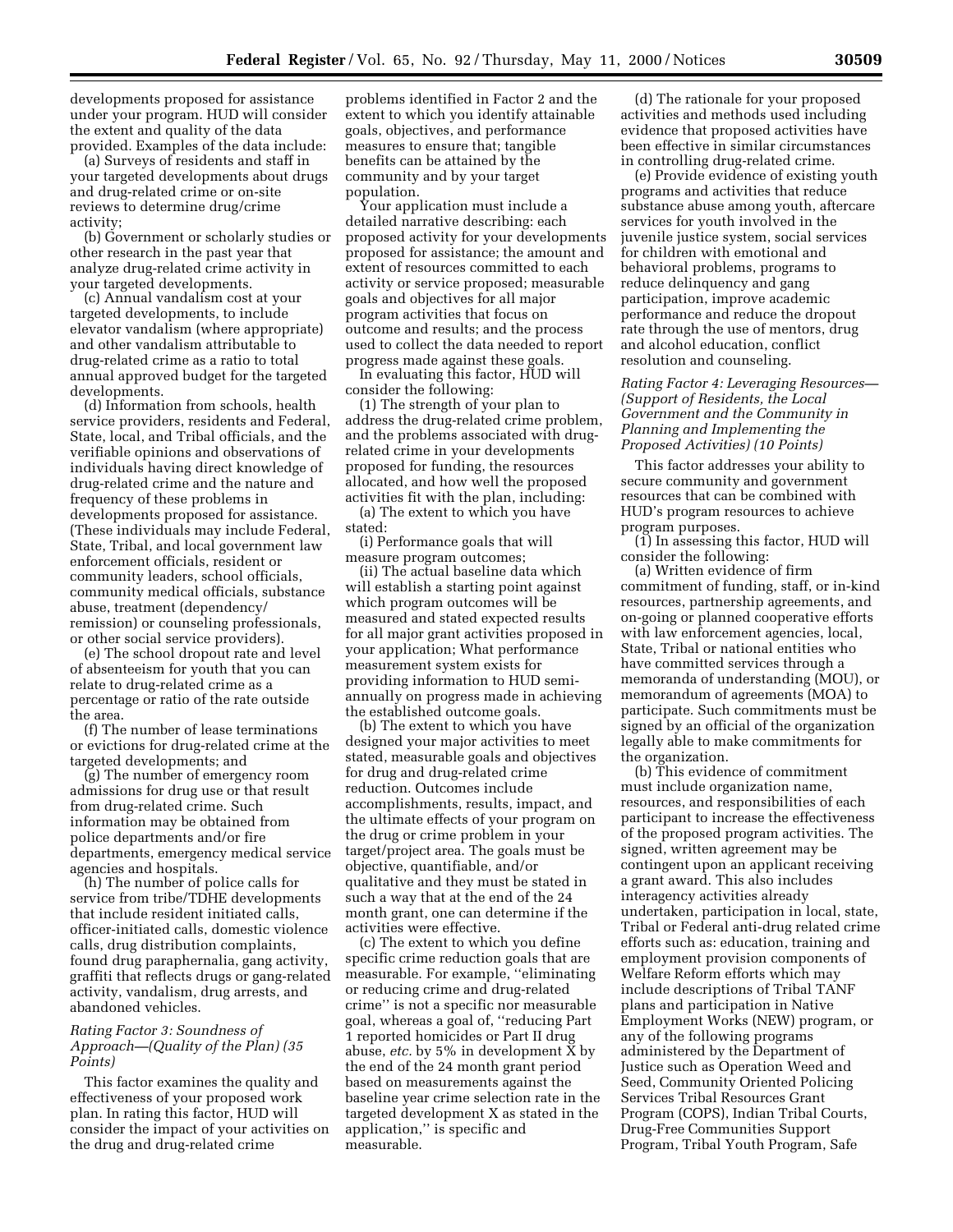developments proposed for assistance under your program. HUD will consider the extent and quality of the data provided. Examples of the data include:

(a) Surveys of residents and staff in your targeted developments about drugs and drug-related crime or on-site reviews to determine drug/crime activity;

(b) Government or scholarly studies or other research in the past year that analyze drug-related crime activity in your targeted developments.

(c) Annual vandalism cost at your targeted developments, to include elevator vandalism (where appropriate) and other vandalism attributable to drug-related crime as a ratio to total annual approved budget for the targeted developments.

(d) Information from schools, health service providers, residents and Federal, State, local, and Tribal officials, and the verifiable opinions and observations of individuals having direct knowledge of drug-related crime and the nature and frequency of these problems in developments proposed for assistance. (These individuals may include Federal, State, Tribal, and local government law enforcement officials, resident or community leaders, school officials, community medical officials, substance abuse, treatment (dependency/remission) or counseling professionals, or other social service providers).

(e) The school dropout rate and level of absenteeism for youth that you can relate to drug-related crime as a percentage or ratio of the rate outside the area.

(f) The number of lease terminations or evictions for drug-related crime at the targeted developments; and

(g) The number of emergency room admissions for drug use or that result from drug-related crime. Such information may be obtained from police departments and/or fire departments, emergency medical service agencies and hospitals.

(h) The number of police calls for service from tribe/TDHE developments that include resident initiated calls, officer-initiated calls, domestic violence calls, drug distribution complaints, found drug paraphernalia, gang activity, graffiti that reflects drugs or gang-related activity, vandalism, drug arrests, and abandoned vehicles.

*Rating Factor 3: Soundness of Approach—(Quality of the Plan) (35 Points)*

This factor examines the quality and effectiveness of your proposed work plan. In rating this factor, HUD will consider the impact of your activities on the drug and drug-related crime problems identified in Factor 2 and the extent to which you identify attainable goals, objectives, and performance measures to ensure that; tangible benefits can be attained by the community and by your target population.

Your application must include a detailed narrative describing: each proposed activity for your developments proposed for assistance; the amount and extent of resources committed to each activity or service proposed; measurable goals and objectives for all major program activities that focus on outcome and results; and the process used to collect the data needed to report progress made against these goals.

In evaluating this factor, HUD will consider the following:

(1) The strength of your plan to address the drug-related crime problem, and the problems associated with drug-related crime in your developments proposed for funding, the resources allocated, and how well the proposed activities fit with the plan, including:

(a) The extent to which you have stated:

(i) Performance goals that will measure program outcomes;

(ii) The actual baseline data which will establish a starting point against which program outcomes will be measured and stated expected results for all major grant activities proposed in your application; What performance measurement system exists for providing information to HUD semi-annually on progress made in achieving the established outcome goals.

(b) The extent to which you have designed your major activities to meet stated, measurable goals and objectives for drug and drug-related crime reduction. Outcomes include accomplishments, results, impact, and the ultimate effects of your program on the drug or crime problem in your target/project area. The goals must be objective, quantifiable, and/or qualitative and they must be stated in such a way that at the end of the 24 month grant, one can determine if the activities were effective.

(c) The extent to which you define specific crime reduction goals that are measurable. For example, ''eliminating or reducing crime and drug-related crime'' is not a specific nor measurable goal, whereas a goal of, ''reducing Part 1 reported homicides or Part II drug abuse, *etc.* by 5% in development X by the end of the 24 month grant period based on measurements against the baseline year crime selection rate in the targeted development X as stated in the application,'' is specific and measurable.

(d) The rationale for your proposed activities and methods used including evidence that proposed activities have been effective in similar circumstances in controlling drug-related crime.

(e) Provide evidence of existing youth programs and activities that reduce substance abuse among youth, aftercare services for youth involved in the juvenile justice system, social services for children with emotional and behavioral problems, programs to reduce delinquency and gang participation, improve academic performance and reduce the dropout rate through the use of mentors, drug and alcohol education, conflict resolution and counseling.

*Rating Factor 4: Leveraging Resources—(Support of Residents, the Local Government and the Community in Planning and Implementing the Proposed Activities) (10 Points)*

This factor addresses your ability to secure community and government resources that can be combined with HUD's program resources to achieve program purposes.

(1) In assessing this factor, HUD will consider the following:

(a) Written evidence of firm commitment of funding, staff, or in-kind resources, partnership agreements, and on-going or planned cooperative efforts with law enforcement agencies, local, State, Tribal or national entities who have committed services through a memoranda of understanding (MOU), or memorandum of agreements (MOA) to participate. Such commitments must be signed by an official of the organization legally able to make commitments for the organization.

(b) This evidence of commitment must include organization name, resources, and responsibilities of each participant to increase the effectiveness of the proposed program activities. The signed, written agreement may be contingent upon an applicant receiving a grant award. This also includes interagency activities already undertaken, participation in local, state, Tribal or Federal anti-drug related crime efforts such as: education, training and employment provision components of Welfare Reform efforts which may include descriptions of Tribal TANF plans and participation in Native Employment Works (NEW) program, or any of the following programs administered by the Department of Justice such as Operation Weed and Seed, Community Oriented Policing Services Tribal Resources Grant Program (COPS), Indian Tribal Courts, Drug-Free Communities Support Program, Tribal Youth Program, Safe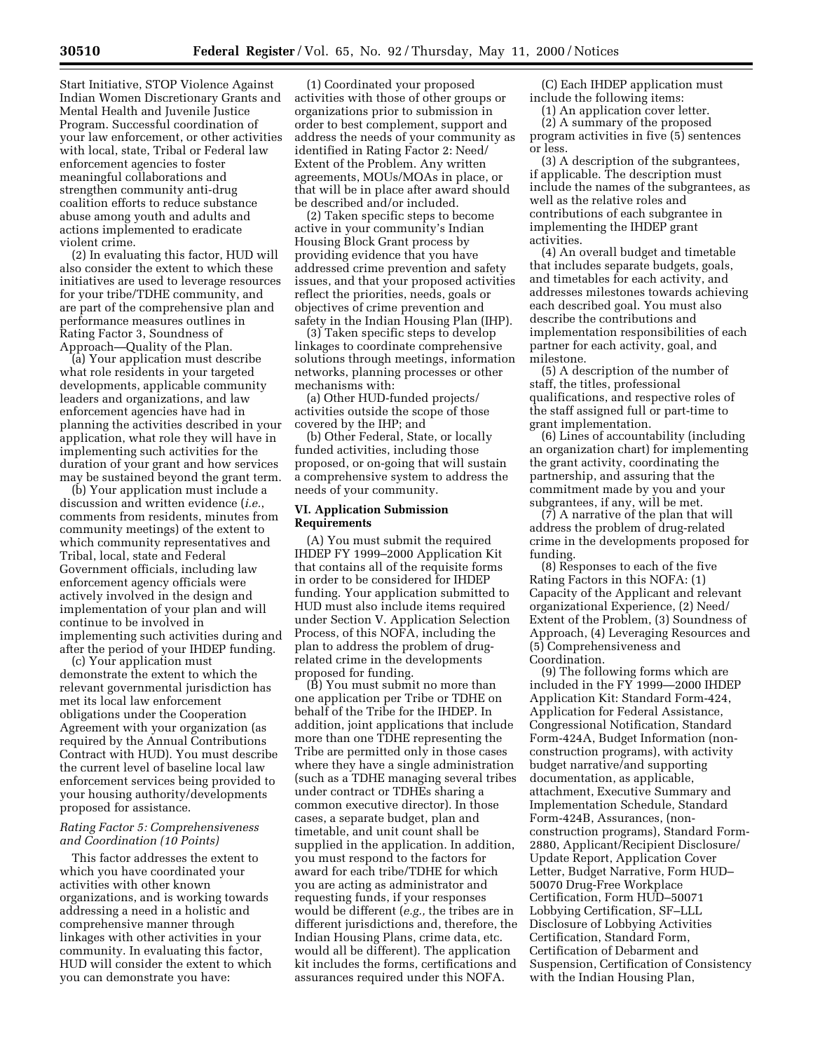Start Initiative, STOP Violence Against Indian Women Discretionary Grants and Mental Health and Juvenile Justice Program. Successful coordination of your law enforcement, or other activities with local, state, Tribal or Federal law enforcement agencies to foster meaningful collaborations and strengthen community anti-drug coalition efforts to reduce substance abuse among youth and adults and actions implemented to eradicate violent crime.

(2) In evaluating this factor, HUD will also consider the extent to which these initiatives are used to leverage resources for your tribe/TDHE community, and are part of the comprehensive plan and performance measures outlines in Rating Factor 3, Soundness of Approach—Quality of the Plan.

(a) Your application must describe what role residents in your targeted developments, applicable community leaders and organizations, and law enforcement agencies have had in planning the activities described in your application, what role they will have in implementing such activities for the duration of your grant and how services may be sustained beyond the grant term.

(b) Your application must include a discussion and written evidence (*i.e.*, comments from residents, minutes from community meetings) of the extent to which community representatives and Tribal, local, state and Federal Government officials, including law enforcement agency officials were actively involved in the design and implementation of your plan and will continue to be involved in implementing such activities during and after the period of your IHDEP funding.

(c) Your application must demonstrate the extent to which the relevant governmental jurisdiction has met its local law enforcement obligations under the Cooperation Agreement with your organization (as required by the Annual Contributions Contract with HUD). You must describe the current level of baseline local law enforcement services being provided to your housing authority/developments proposed for assistance.

*Rating Factor 5: Comprehensiveness and Coordination (10 Points)*

This factor addresses the extent to which you have coordinated your activities with other known organizations, and is working towards addressing a need in a holistic and comprehensive manner through linkages with other activities in your community. In evaluating this factor, HUD will consider the extent to which you can demonstrate you have:

(1) Coordinated your proposed activities with those of other groups or organizations prior to submission in order to best complement, support and address the needs of your community as identified in Rating Factor 2: Need/ Extent of the Problem. Any written agreements, MOUs/MOAs in place, or that will be in place after award should be described and/or included.

(2) Taken specific steps to become active in your community's Indian Housing Block Grant process by providing evidence that you have addressed crime prevention and safety issues, and that your proposed activities reflect the priorities, needs, goals or objectives of crime prevention and safety in the Indian Housing Plan (IHP).

(3) Taken specific steps to develop linkages to coordinate comprehensive solutions through meetings, information networks, planning processes or other mechanisms with:

(a) Other HUD-funded projects/ activities outside the scope of those covered by the IHP; and

(b) Other Federal, State, or locally funded activities, including those proposed, or on-going that will sustain a comprehensive system to address the needs of your community.

**VI. Application Submission Requirements**

(A) You must submit the required IHDEP FY 1999–2000 Application Kit that contains all of the requisite forms in order to be considered for IHDEP funding. Your application submitted to HUD must also include items required under Section V. Application Selection Process, of this NOFA, including the plan to address the problem of drug-related crime in the developments proposed for funding.

(B) You must submit no more than one application per Tribe or TDHE on behalf of the Tribe for the IHDEP. In addition, joint applications that include more than one TDHE representing the Tribe are permitted only in those cases where they have a single administration (such as a TDHE managing several tribes under contract or TDHEs sharing a common executive director). In those cases, a separate budget, plan and timetable, and unit count shall be supplied in the application. In addition, you must respond to the factors for award for each tribe/TDHE for which you are acting as administrator and requesting funds, if your responses would be different (*e.g.,* the tribes are in different jurisdictions and, therefore, the Indian Housing Plans, crime data, etc. would all be different). The application kit includes the forms, certifications and assurances required under this NOFA.

(C) Each IHDEP application must include the following items:

(1) An application cover letter.

(2) A summary of the proposed program activities in five (5) sentences or less.

(3) A description of the subgrantees, if applicable. The description must include the names of the subgrantees, as well as the relative roles and contributions of each subgrantee in implementing the IHDEP grant activities.

(4) An overall budget and timetable that includes separate budgets, goals, and timetables for each activity, and addresses milestones towards achieving each described goal. You must also describe the contributions and implementation responsibilities of each partner for each activity, goal, and milestone.

(5) A description of the number of staff, the titles, professional qualifications, and respective roles of the staff assigned full or part-time to grant implementation.

(6) Lines of accountability (including an organization chart) for implementing the grant activity, coordinating the partnership, and assuring that the commitment made by you and your subgrantees, if any, will be met.

(7) A narrative of the plan that will address the problem of drug-related crime in the developments proposed for funding.

(8) Responses to each of the five Rating Factors in this NOFA: (1) Capacity of the Applicant and relevant organizational Experience, (2) Need/ Extent of the Problem, (3) Soundness of Approach, (4) Leveraging Resources and (5) Comprehensiveness and Coordination.

(9) The following forms which are included in the FY 1999—2000 IHDEP Application Kit: Standard Form-424, Application for Federal Assistance, Congressional Notification, Standard Form-424A, Budget Information (non-construction programs), with activity budget narrative/and supporting documentation, as applicable, attachment, Executive Summary and Implementation Schedule, Standard Form-424B, Assurances, (non-construction programs), Standard Form-2880, Applicant/Recipient Disclosure/ Update Report, Application Cover Letter, Budget Narrative, Form HUD–50070 Drug-Free Workplace Certification, Form HUD–50071 Lobbying Certification, SF–LLL Disclosure of Lobbying Activities Certification, Standard Form, Certification of Debarment and Suspension, Certification of Consistency with the Indian Housing Plan,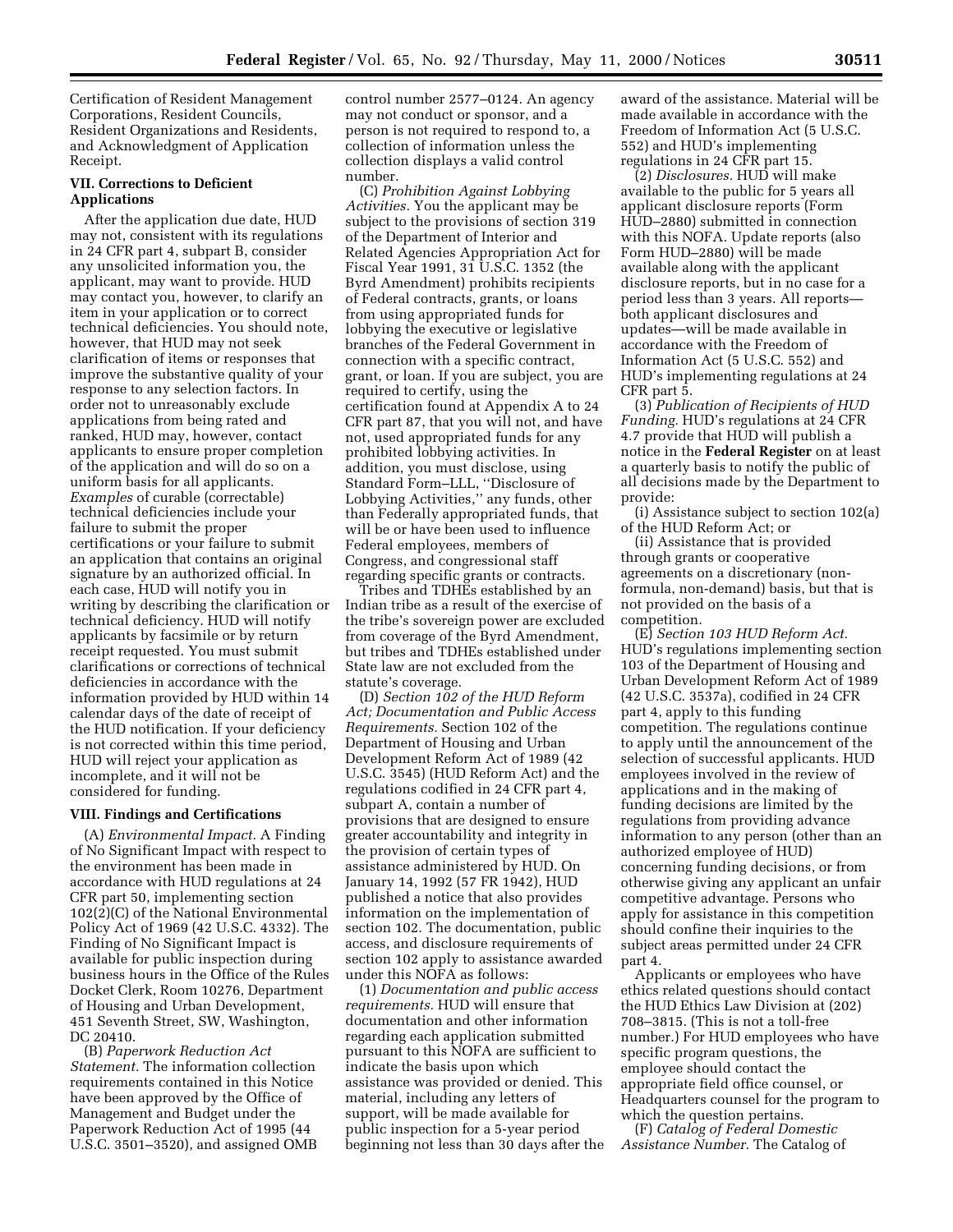Certification of Resident Management Corporations, Resident Councils, Resident Organizations and Residents, and Acknowledgment of Application Receipt.

## VII. Corrections to Deficient Applications

After the application due date, HUD may not, consistent with its regulations in 24 CFR part 4, subpart B, consider any unsolicited information you, the applicant, may want to provide. HUD may contact you, however, to clarify an item in your application or to correct technical deficiencies. You should note, however, that HUD may not seek clarification of items or responses that improve the substantive quality of your response to any selection factors. In order not to unreasonably exclude applications from being rated and ranked, HUD may, however, contact applicants to ensure proper completion of the application and will do so on a uniform basis for all applicants. *Examples* of curable (correctable) technical deficiencies include your failure to submit the proper certifications or your failure to submit an application that contains an original signature by an authorized official. In each case, HUD will notify you in writing by describing the clarification or technical deficiency. HUD will notify applicants by facsimile or by return receipt requested. You must submit clarifications or corrections of technical deficiencies in accordance with the information provided by HUD within 14 calendar days of the date of receipt of the HUD notification. If your deficiency is not corrected within this time period, HUD will reject your application as incomplete, and it will not be considered for funding.

## VIII. Findings and Certifications

(A) *Environmental Impact.* A Finding of No Significant Impact with respect to the environment has been made in accordance with HUD regulations at 24 CFR part 50, implementing section 102(2)(C) of the National Environmental Policy Act of 1969 (42 U.S.C. 4332). The Finding of No Significant Impact is available for public inspection during business hours in the Office of the Rules Docket Clerk, Room 10276, Department of Housing and Urban Development, 451 Seventh Street, SW, Washington, DC 20410.

(B) *Paperwork Reduction Act Statement.* The information collection requirements contained in this Notice have been approved by the Office of Management and Budget under the Paperwork Reduction Act of 1995 (44 U.S.C. 3501–3520), and assigned OMB control number 2577–0124. An agency may not conduct or sponsor, and a person is not required to respond to, a collection of information unless the collection displays a valid control number.

(C) *Prohibition Against Lobbying Activities.* You the applicant may be subject to the provisions of section 319 of the Department of Interior and Related Agencies Appropriation Act for Fiscal Year 1991, 31 U.S.C. 1352 (the Byrd Amendment) prohibits recipients of Federal contracts, grants, or loans from using appropriated funds for lobbying the executive or legislative branches of the Federal Government in connection with a specific contract, grant, or loan. If you are subject, you are required to certify, using the certification found at Appendix A to 24 CFR part 87, that you will not, and have not, used appropriated funds for any prohibited lobbying activities. In addition, you must disclose, using Standard Form–LLL, "Disclosure of Lobbying Activities," any funds, other than Federally appropriated funds, that will be or have been used to influence Federal employees, members of Congress, and congressional staff regarding specific grants or contracts.

Tribes and TDHEs established by an Indian tribe as a result of the exercise of the tribe's sovereign power are excluded from coverage of the Byrd Amendment, but tribes and TDHEs established under State law are not excluded from the statute's coverage.

(D) *Section 102 of the HUD Reform Act; Documentation and Public Access Requirements.* Section 102 of the Department of Housing and Urban Development Reform Act of 1989 (42 U.S.C. 3545) (HUD Reform Act) and the regulations codified in 24 CFR part 4, subpart A, contain a number of provisions that are designed to ensure greater accountability and integrity in the provision of certain types of assistance administered by HUD. On January 14, 1992 (57 FR 1942), HUD published a notice that also provides information on the implementation of section 102. The documentation, public access, and disclosure requirements of section 102 apply to assistance awarded under this NOFA as follows:

(1) *Documentation and public access requirements.* HUD will ensure that documentation and other information regarding each application submitted pursuant to this NOFA are sufficient to indicate the basis upon which assistance was provided or denied. This material, including any letters of support, will be made available for public inspection for a 5-year period beginning not less than 30 days after the award of the assistance. Material will be made available in accordance with the Freedom of Information Act (5 U.S.C. 552) and HUD's implementing regulations in 24 CFR part 15.

(2) *Disclosures.* HUD will make available to the public for 5 years all applicant disclosure reports (Form HUD–2880) submitted in connection with this NOFA. Update reports (also Form HUD–2880) will be made available along with the applicant disclosure reports, but in no case for a period less than 3 years. All reports—both applicant disclosures and updates—will be made available in accordance with the Freedom of Information Act (5 U.S.C. 552) and HUD's implementing regulations at 24 CFR part 5.

(3) *Publication of Recipients of HUD Funding.* HUD's regulations at 24 CFR 4.7 provide that HUD will publish a notice in the **Federal Register** on at least a quarterly basis to notify the public of all decisions made by the Department to provide:

(i) Assistance subject to section 102(a) of the HUD Reform Act; or

(ii) Assistance that is provided through grants or cooperative agreements on a discretionary (non-formula, non-demand) basis, but that is not provided on the basis of a competition.

(E) *Section 103 HUD Reform Act.* HUD's regulations implementing section 103 of the Department of Housing and Urban Development Reform Act of 1989 (42 U.S.C. 3537a), codified in 24 CFR part 4, apply to this funding competition. The regulations continue to apply until the announcement of the selection of successful applicants. HUD employees involved in the review of applications and in the making of funding decisions are limited by the regulations from providing advance information to any person (other than an authorized employee of HUD) concerning funding decisions, or from otherwise giving any applicant an unfair competitive advantage. Persons who apply for assistance in this competition should confine their inquiries to the subject areas permitted under 24 CFR part 4.

Applicants or employees who have ethics related questions should contact the HUD Ethics Law Division at (202) 708–3815. (This is not a toll-free number.) For HUD employees who have specific program questions, the employee should contact the appropriate field office counsel, or Headquarters counsel for the program to which the question pertains.

(F) *Catalog of Federal Domestic Assistance Number.* The Catalog of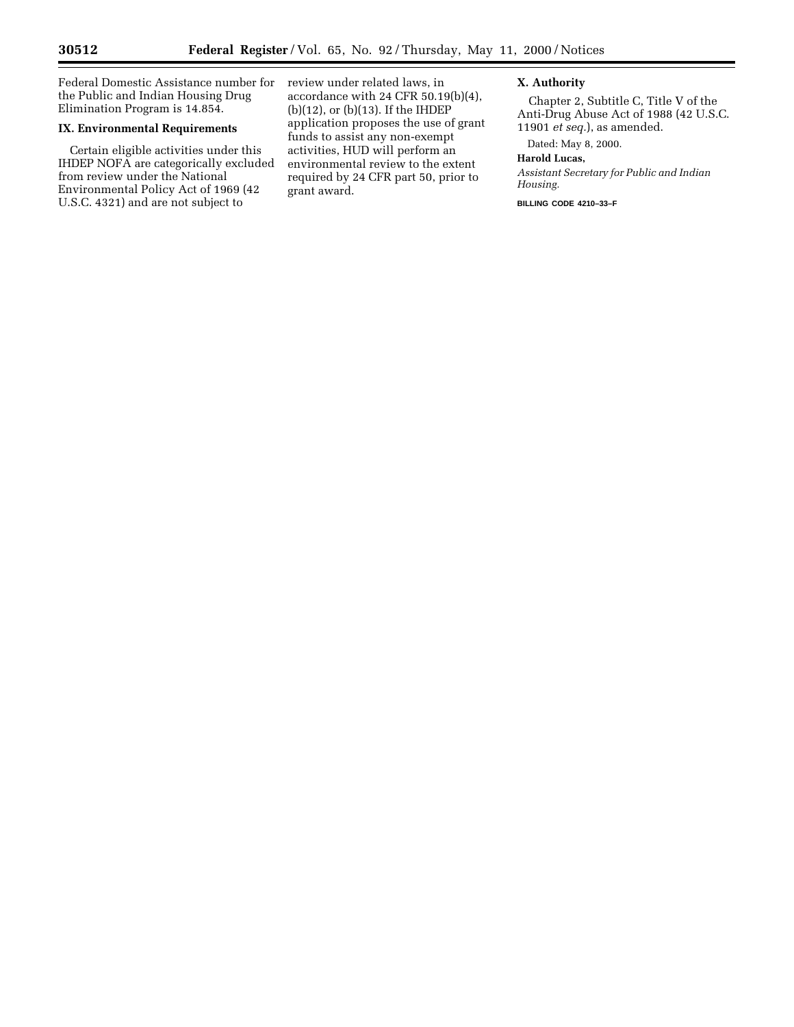Federal Domestic Assistance number for the Public and Indian Housing Drug Elimination Program is 14.854.

## IX. Environmental Requirements

Certain eligible activities under this IHDEP NOFA are categorically excluded from review under the National Environmental Policy Act of 1969 (42 U.S.C. 4321) and are not subject to review under related laws, in accordance with 24 CFR 50.19(b)(4), (b)(12), or (b)(13). If the IHDEP application proposes the use of grant funds to assist any non-exempt activities, HUD will perform an environmental review to the extent required by 24 CFR part 50, prior to grant award.

## X. Authority

Chapter 2, Subtitle C, Title V of the Anti-Drug Abuse Act of 1988 (42 U.S.C. 11901 *et seq.*), as amended.

Dated: May 8, 2000.

**Harold Lucas,**

*Assistant Secretary for Public and Indian Housing.*

BILLING CODE 4210–33–F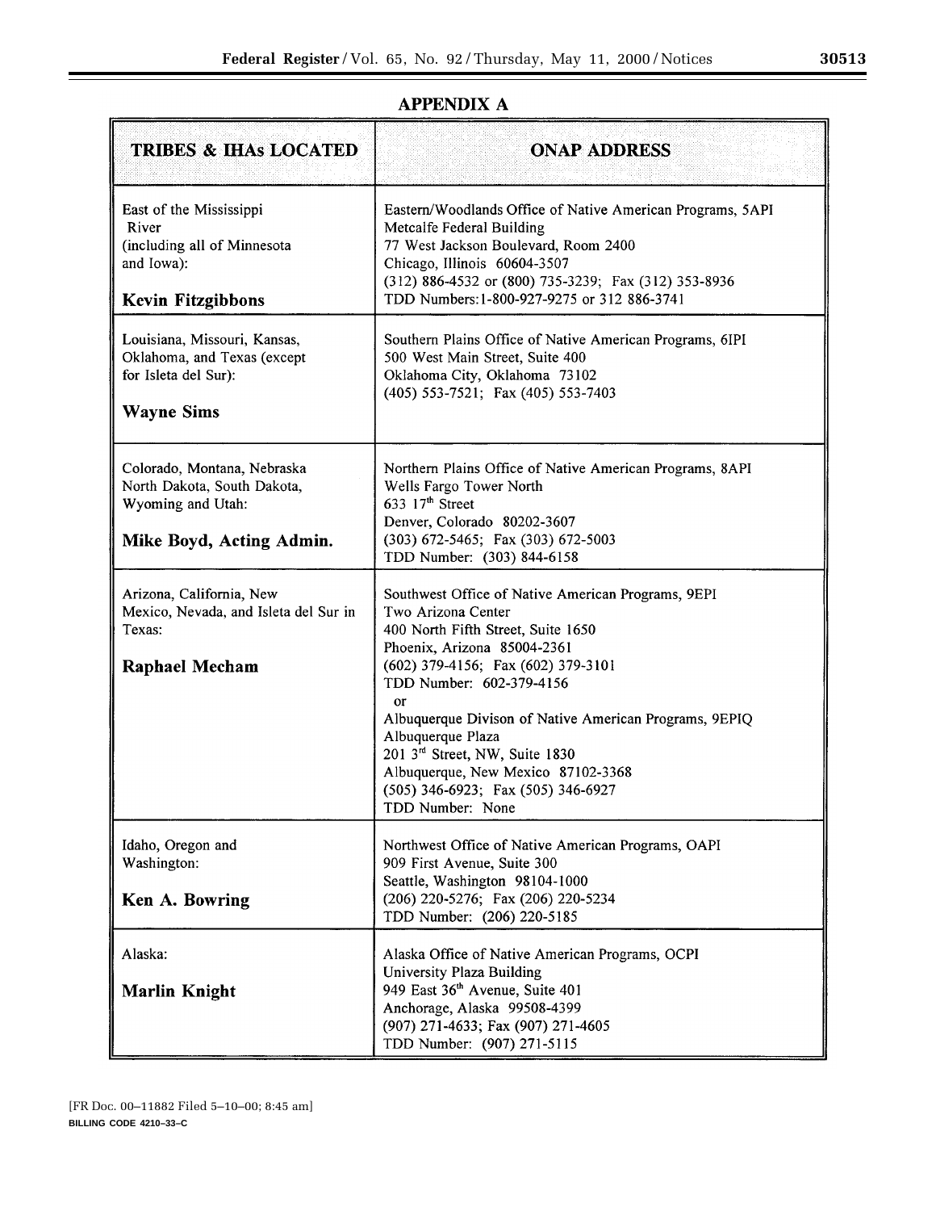## APPENDIX A

| TRIBES & IHAs LOCATED | ONAP ADDRESS |
|---|---|
| East of the Mississippi River (including all of Minnesota and Iowa):<br><br>**Kevin Fitzgibbons** | Eastern/Woodlands Office of Native American Programs, 5API<br>Metcalfe Federal Building<br>77 West Jackson Boulevard, Room 2400<br>Chicago, Illinois 60604-3507<br>(312) 886-4532 or (800) 735-3239; Fax (312) 353-8936<br>TDD Numbers: 1-800-927-9275 or 312 886-3741 |
| Louisiana, Missouri, Kansas, Oklahoma, and Texas (except for Isleta del Sur):<br><br>**Wayne Sims** | Southern Plains Office of Native American Programs, 6IPI<br>500 West Main Street, Suite 400<br>Oklahoma City, Oklahoma 73102<br>(405) 553-7521; Fax (405) 553-7403 |
| Colorado, Montana, Nebraska North Dakota, South Dakota, Wyoming and Utah:<br><br>**Mike Boyd, Acting Admin.** | Northern Plains Office of Native American Programs, 8API<br>Wells Fargo Tower North<br>633 17th Street<br>Denver, Colorado 80202-3607<br>(303) 672-5465; Fax (303) 672-5003<br>TDD Number: (303) 844-6158 |
| Arizona, California, New Mexico, Nevada, and Isleta del Sur in Texas:<br><br>**Raphael Mecham** | Southwest Office of Native American Programs, 9EPI<br>Two Arizona Center<br>400 North Fifth Street, Suite 1650<br>Phoenix, Arizona 85004-2361<br>(602) 379-4156; Fax (602) 379-3101<br>TDD Number: 602-379-4156<br>or<br>Albuquerque Divison of Native American Programs, 9EPIQ<br>Albuquerque Plaza<br>201 3rd Street, NW, Suite 1830<br>Albuquerque, New Mexico 87102-3368<br>(505) 346-6923; Fax (505) 346-6927<br>TDD Number: None |
| Idaho, Oregon and Washington:<br><br>**Ken A. Bowring** | Northwest Office of Native American Programs, OAPI<br>909 First Avenue, Suite 300<br>Seattle, Washington 98104-1000<br>(206) 220-5276; Fax (206) 220-5234<br>TDD Number: (206) 220-5185 |
| Alaska:<br><br>**Marlin Knight** | Alaska Office of Native American Programs, OCPI<br>University Plaza Building<br>949 East 36th Avenue, Suite 401<br>Anchorage, Alaska 99508-4399<br>(907) 271-4633; Fax (907) 271-4605<br>TDD Number: (907) 271-5115 |

[FR Doc. 00–11882 Filed 5–10–00; 8:45 am]

**BILLING CODE 4210–33–C**